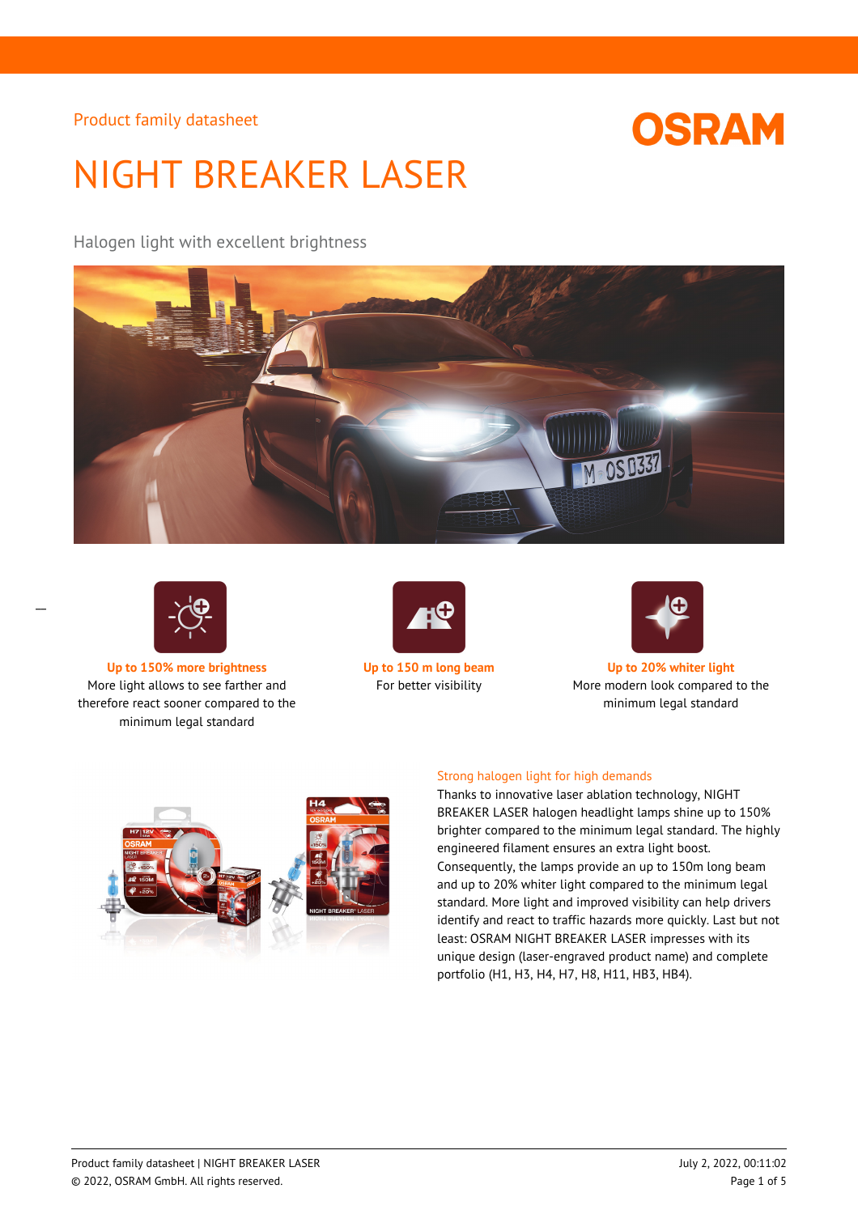Product family datasheet

# NIGHT BREAKER LASER

Halogen light with excellent brightness

**Up to 150% more brightness**
More light allows to see farther and therefore react sooner compared to the minimum legal standard

**Up to 150 m long beam**
For better visibility

**Up to 20% whiter light**
More modern look compared to the minimum legal standard

## Strong halogen light for high demands

Thanks to innovative laser ablation technology, NIGHT BREAKER LASER halogen headlight lamps shine up to 150% brighter compared to the minimum legal standard. The highly engineered filament ensures an extra light boost. Consequently, the lamps provide an up to 150m long beam and up to 20% whiter light compared to the minimum legal standard. More light and improved visibility can help drivers identify and react to traffic hazards more quickly. Last but not least: OSRAM NIGHT BREAKER LASER impresses with its unique design (laser-engraved product name) and complete portfolio (H1, H3, H4, H7, H8, H11, HB3, HB4).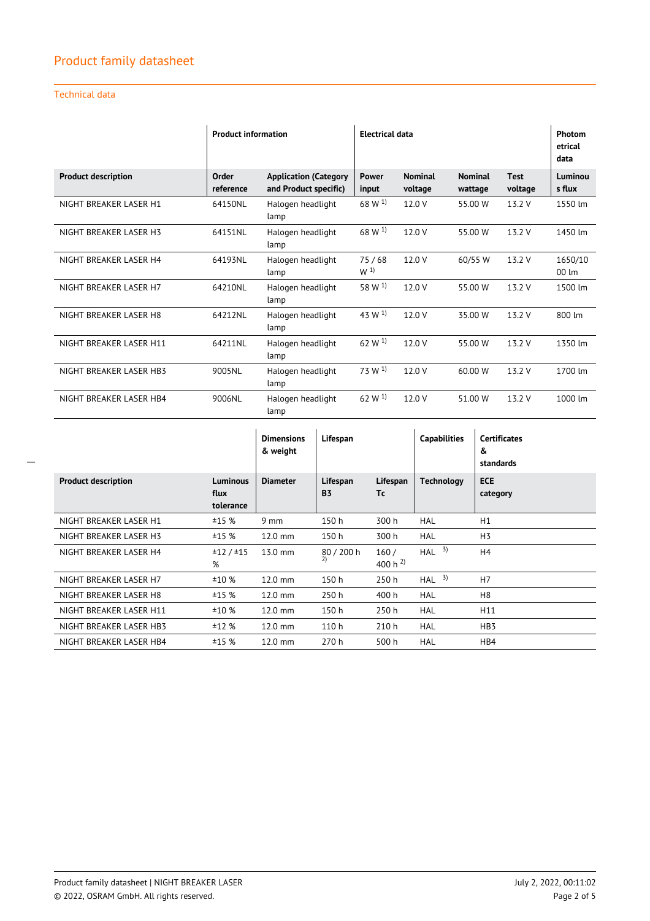## Product family datasheet

### Technical data

| | Product information | | Electrical data | | | | Photometrical data |
|---|---|---|---|---|---|---|---|
| **Product description** | **Order reference** | **Application (Category and Product specific)** | **Power input** | **Nominal voltage** | **Nominal wattage** | **Test voltage** | **Luminous flux** |
| NIGHT BREAKER LASER H1 | 64150NL | Halogen headlight lamp | 68 W [1] | 12.0 V | 55.00 W | 13.2 V | 1550 lm |
| NIGHT BREAKER LASER H3 | 64151NL | Halogen headlight lamp | 68 W [1] | 12.0 V | 55.00 W | 13.2 V | 1450 lm |
| NIGHT BREAKER LASER H4 | 64193NL | Halogen headlight lamp | 75 / 68 W [1] | 12.0 V | 60/55 W | 13.2 V | 1650/1000 lm |
| NIGHT BREAKER LASER H7 | 64210NL | Halogen headlight lamp | 58 W [1] | 12.0 V | 55.00 W | 13.2 V | 1500 lm |
| NIGHT BREAKER LASER H8 | 64212NL | Halogen headlight lamp | 43 W [1] | 12.0 V | 35.00 W | 13.2 V | 800 lm |
| NIGHT BREAKER LASER H11 | 64211NL | Halogen headlight lamp | 62 W [1] | 12.0 V | 55.00 W | 13.2 V | 1350 lm |
| NIGHT BREAKER LASER HB3 | 9005NL | Halogen headlight lamp | 73 W [1] | 12.0 V | 60.00 W | 13.2 V | 1700 lm |
| NIGHT BREAKER LASER HB4 | 9006NL | Halogen headlight lamp | 62 W [1] | 12.0 V | 51.00 W | 13.2 V | 1000 lm |

| | | Dimensions & weight | Lifespan | | Capabilities | Certificates & standards |
|---|---|---|---|---|---|---|
| **Product description** | **Luminous flux tolerance** | **Diameter** | **Lifespan B3** | **Lifespan Tc** | **Technology** | **ECE category** |
| NIGHT BREAKER LASER H1 | ±15 % | 9 mm | 150 h | 300 h | HAL | H1 |
| NIGHT BREAKER LASER H3 | ±15 % | 12.0 mm | 150 h | 300 h | HAL | H3 |
| NIGHT BREAKER LASER H4 | ±12 / ±15 % | 13.0 mm | 80 / 200 h [2] | 160 / 400 h [2] | HAL [3] | H4 |
| NIGHT BREAKER LASER H7 | ±10 % | 12.0 mm | 150 h | 250 h | HAL [3] | H7 |
| NIGHT BREAKER LASER H8 | ±15 % | 12.0 mm | 250 h | 400 h | HAL | H8 |
| NIGHT BREAKER LASER H11 | ±10 % | 12.0 mm | 150 h | 250 h | HAL | H11 |
| NIGHT BREAKER LASER HB3 | ±12 % | 12.0 mm | 110 h | 210 h | HAL | HB3 |
| NIGHT BREAKER LASER HB4 | ±15 % | 12.0 mm | 270 h | 500 h | HAL | HB4 |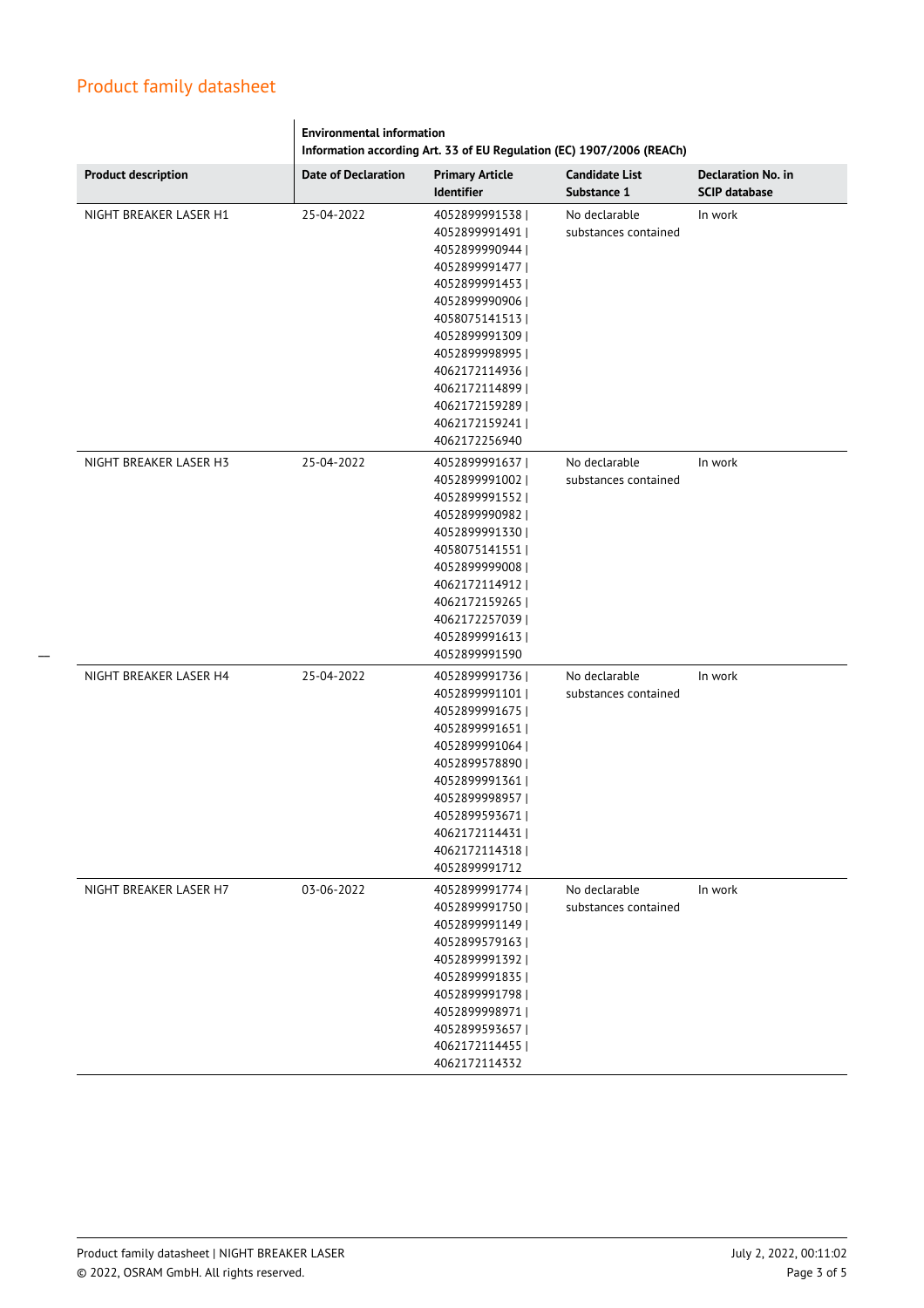## Product family datasheet

| Product description | Environmental information<br>Information according Art. 33 of EU Regulation (EC) 1907/2006 (REACh) | | | |
|---|---|---|---|---|
| | **Date of Declaration** | **Primary Article Identifier** | **Candidate List Substance 1** | **Declaration No. in SCIP database** |
| NIGHT BREAKER LASER H1 | 25-04-2022 | 4052899991538 \| 4052899991491 \| 4052899990944 \| 4052899991477 \| 4052899991453 \| 4052899990906 \| 4058075141513 \| 4052899991309 \| 4052899998995 \| 4062172114936 \| 4062172114899 \| 4062172159289 \| 4062172159241 \| 4062172256940 | No declarable substances contained | In work |
| NIGHT BREAKER LASER H3 | 25-04-2022 | 4052899991637 \| 4052899991002 \| 4052899991552 \| 4052899990982 \| 4052899991330 \| 4058075141551 \| 4052899999008 \| 4062172114912 \| 4062172159265 \| 4062172257039 \| 4052899991613 \| 4052899991590 | No declarable substances contained | In work |
| NIGHT BREAKER LASER H4 | 25-04-2022 | 4052899991736 \| 4052899991101 \| 4052899991675 \| 4052899991651 \| 4052899991064 \| 4052899578890 \| 4052899991361 \| 4052899998957 \| 4052899593671 \| 4062172114431 \| 4062172114318 \| 4052899991712 | No declarable substances contained | In work |
| NIGHT BREAKER LASER H7 | 03-06-2022 | 4052899991774 \| 4052899991750 \| 4052899991149 \| 4052899579163 \| 4052899991392 \| 4052899991835 \| 4052899991798 \| 4052899998971 \| 4052899593657 \| 4062172114455 \| 4062172114332 | No declarable substances contained | In work |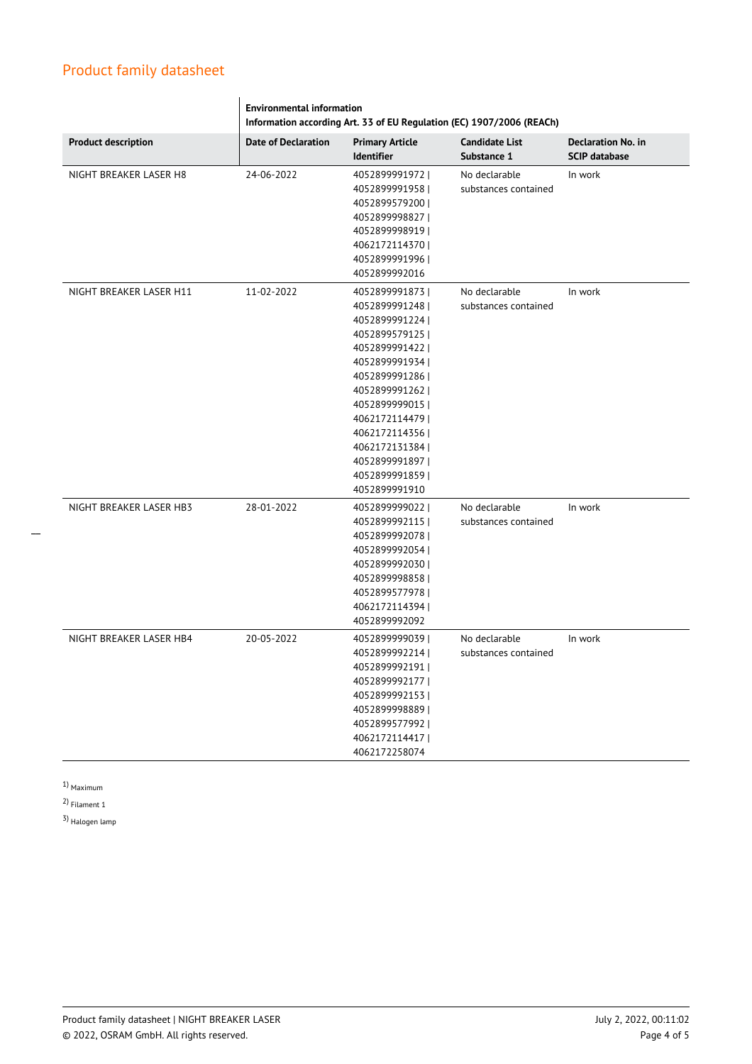## Product family datasheet

| | Environmental information<br>Information according Art. 33 of EU Regulation (EC) 1907/2006 (REACh) | | | |
|---|---|---|---|---|
| **Product description** | **Date of Declaration** | **Primary Article Identifier** | **Candidate List Substance 1** | **Declaration No. in SCIP database** |
| NIGHT BREAKER LASER H8 | 24-06-2022 | 4052899991972 \| 4052899991958 \| 4052899579200 \| 4052899998827 \| 4052899998919 \| 4062172114370 \| 4052899991996 \| 4052899992016 | No declarable substances contained | In work |
| NIGHT BREAKER LASER H11 | 11-02-2022 | 4052899991873 \| 4052899991248 \| 4052899991224 \| 4052899579125 \| 4052899991422 \| 4052899991934 \| 4052899991286 \| 4052899991262 \| 4052899999015 \| 4062172114479 \| 4062172114356 \| 4062172131384 \| 4052899991897 \| 4052899991859 \| 4052899991910 | No declarable substances contained | In work |
| NIGHT BREAKER LASER HB3 | 28-01-2022 | 4052899999022 \| 4052899992115 \| 4052899992078 \| 4052899992054 \| 4052899992030 \| 4052899998858 \| 4052899577978 \| 4062172114394 \| 4052899992092 | No declarable substances contained | In work |
| NIGHT BREAKER LASER HB4 | 20-05-2022 | 4052899999039 \| 4052899992214 \| 4052899992191 \| 4052899992177 \| 4052899992153 \| 4052899998889 \| 4052899577992 \| 4062172114417 \| 4062172258074 | No declarable substances contained | In work |

1) Maximum

2) Filament 1

3) Halogen lamp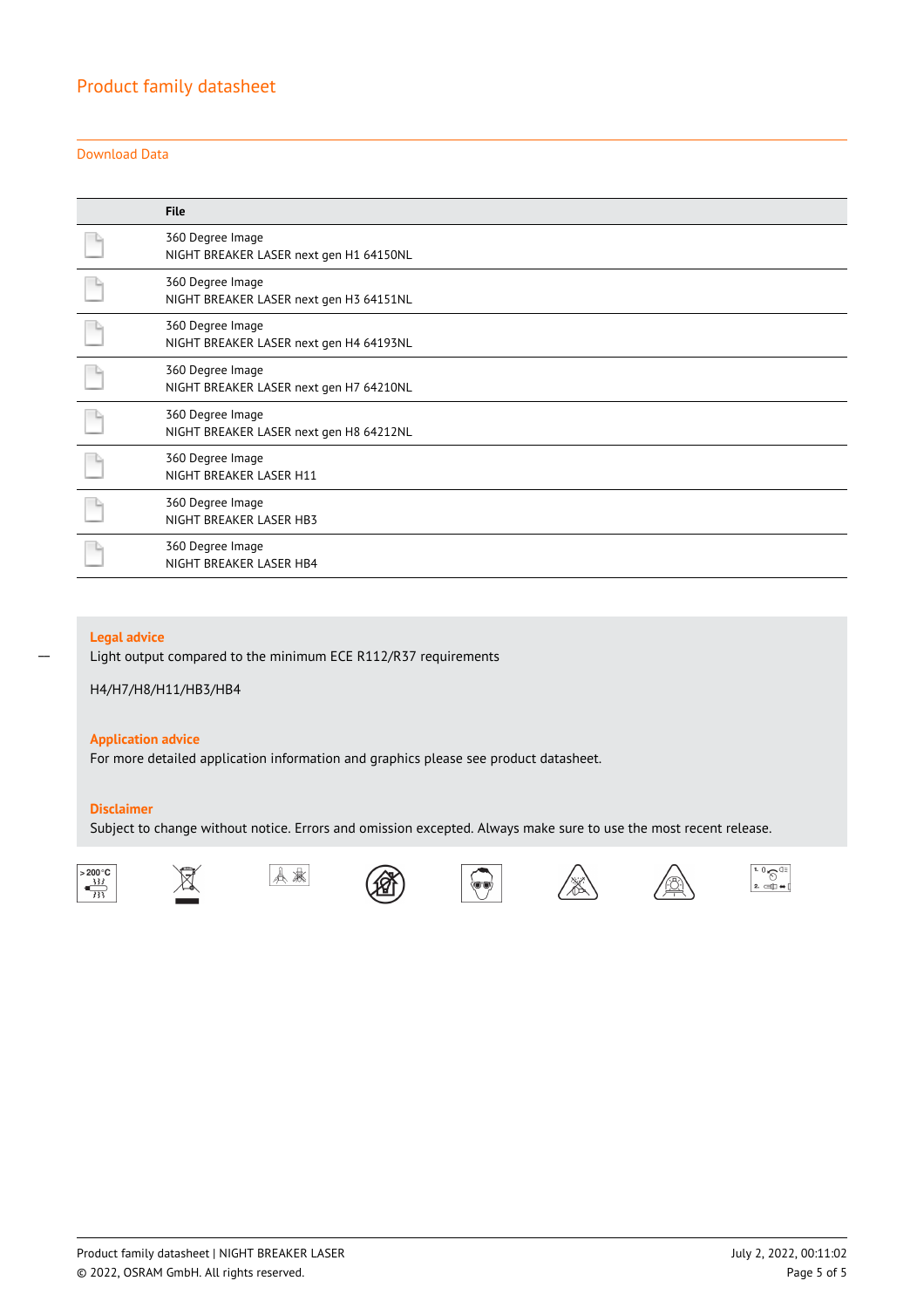## Download Data

| | File |
|---|---|
| | 360 Degree Image<br>NIGHT BREAKER LASER next gen H1 64150NL |
| | 360 Degree Image<br>NIGHT BREAKER LASER next gen H3 64151NL |
| | 360 Degree Image<br>NIGHT BREAKER LASER next gen H4 64193NL |
| | 360 Degree Image<br>NIGHT BREAKER LASER next gen H7 64210NL |
| | 360 Degree Image<br>NIGHT BREAKER LASER next gen H8 64212NL |
| | 360 Degree Image<br>NIGHT BREAKER LASER H11 |
| | 360 Degree Image<br>NIGHT BREAKER LASER HB3 |
| | 360 Degree Image<br>NIGHT BREAKER LASER HB4 |

**Legal advice**

Light output compared to the minimum ECE R112/R37 requirements

H4/H7/H8/H11/HB3/HB4

**Application advice**

For more detailed application information and graphics please see product datasheet.

**Disclaimer**

Subject to change without notice. Errors and omission excepted. Always make sure to use the most recent release.